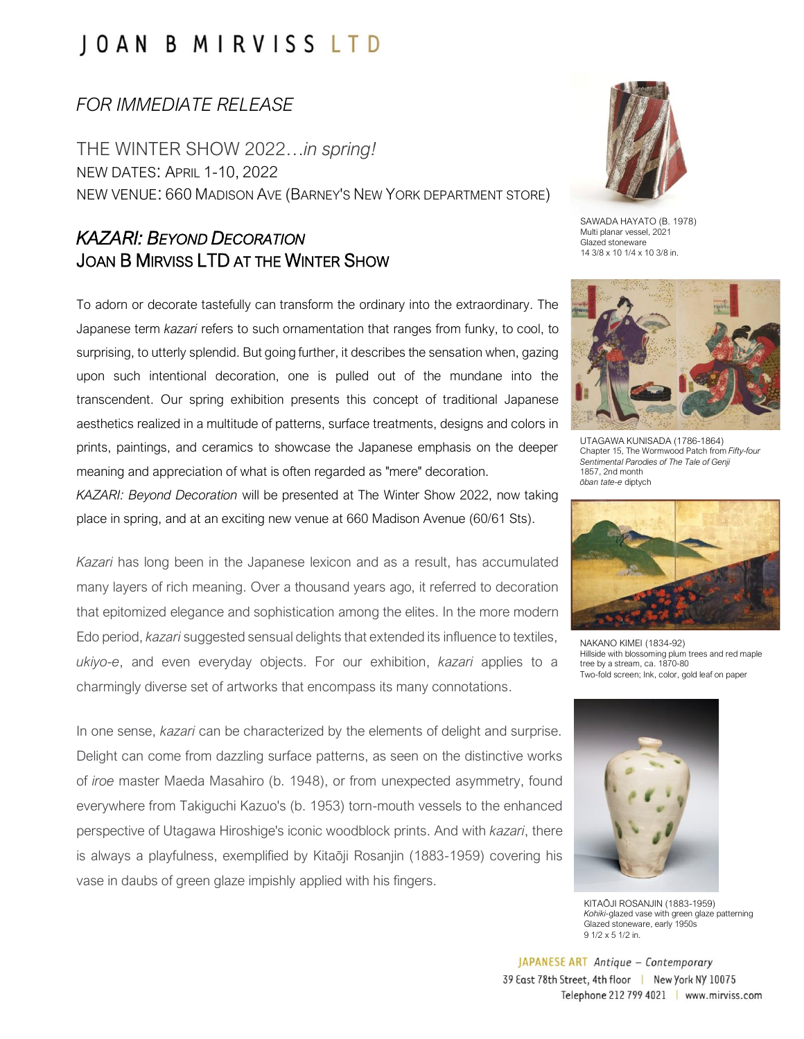# JOAN B MIRVISS LTD

*FOR IMMEDIATE RELEASE*

THE WINTER SHOW 2022…*in spring!*
NEW DATES: APRIL 1-10, 2022
NEW VENUE: 660 MADISON AVE (BARNEY'S NEW YORK DEPARTMENT STORE)

## *KAZARI: BEYOND DECORATION*
## JOAN B MIRVISS LTD AT THE WINTER SHOW

To adorn or decorate tastefully can transform the ordinary into the extraordinary. The Japanese term *kazari* refers to such ornamentation that ranges from funky, to cool, to surprising, to utterly splendid. But going further, it describes the sensation when, gazing upon such intentional decoration, one is pulled out of the mundane into the transcendent. Our spring exhibition presents this concept of traditional Japanese aesthetics realized in a multitude of patterns, surface treatments, designs and colors in prints, paintings, and ceramics to showcase the Japanese emphasis on the deeper meaning and appreciation of what is often regarded as "mere" decoration.
*KAZARI: Beyond Decoration* will be presented at The Winter Show 2022, now taking place in spring, and at an exciting new venue at 660 Madison Avenue (60/61 Sts).

*Kazari* has long been in the Japanese lexicon and as a result, has accumulated many layers of rich meaning. Over a thousand years ago, it referred to decoration that epitomized elegance and sophistication among the elites. In the more modern Edo period, *kazari* suggested sensual delights that extended its influence to textiles, *ukiyo-e*, and even everyday objects. For our exhibition, *kazari* applies to a charmingly diverse set of artworks that encompass its many connotations.

In one sense, *kazari* can be characterized by the elements of delight and surprise. Delight can come from dazzling surface patterns, as seen on the distinctive works of *iroe* master Maeda Masahiro (b. 1948), or from unexpected asymmetry, found everywhere from Takiguchi Kazuo's (b. 1953) torn-mouth vessels to the enhanced perspective of Utagawa Hiroshige's iconic woodblock prints. And with *kazari*, there is always a playfulness, exemplified by Kitaōji Rosanjin (1883-1959) covering his vase in daubs of green glaze impishly applied with his fingers.

SAWADA HAYATO (B. 1978)
Multi planar vessel, 2021
Glazed stoneware
14 3/8 x 10 1/4 x 10 3/8 in.

UTAGAWA KUNISADA (1786-1864)
Chapter 15, The Wormwood Patch from *Fifty-four Sentimental Parodies of The Tale of Genji*
1857, 2nd month
*ōban tate-e* diptych

NAKANO KIMEI (1834-92)
Hillside with blossoming plum trees and red maple tree by a stream, ca. 1870-80
Two-fold screen; Ink, color, gold leaf on paper

KITAŌJI ROSANJIN (1883-1959)
*Kohiki*-glazed vase with green glaze patterning
Glazed stoneware, early 1950s
9 1/2 x 5 1/2 in.

JAPANESE ART *Antique – Contemporary*
39 East 78th Street, 4th floor | New York NY 10075
Telephone 212 799 4021 | www.mirviss.com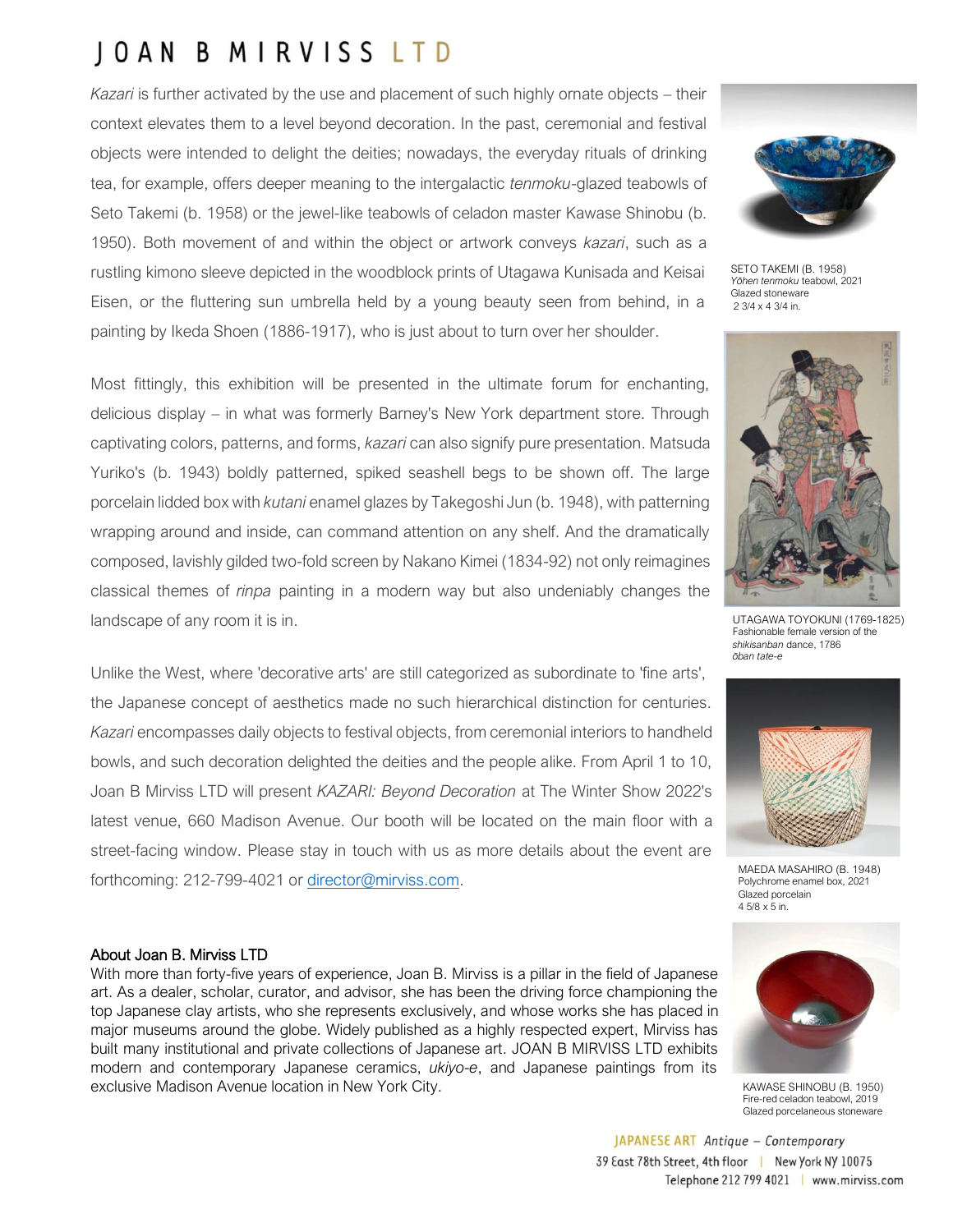# JOAN B MIRVISS LTD

*Kazari* is further activated by the use and placement of such highly ornate objects – their context elevates them to a level beyond decoration. In the past, ceremonial and festival objects were intended to delight the deities; nowadays, the everyday rituals of drinking tea, for example, offers deeper meaning to the intergalactic *tenmoku*-glazed teabowls of Seto Takemi (b. 1958) or the jewel-like teabowls of celadon master Kawase Shinobu (b. 1950). Both movement of and within the object or artwork conveys *kazari*, such as a rustling kimono sleeve depicted in the woodblock prints of Utagawa Kunisada and Keisai Eisen, or the fluttering sun umbrella held by a young beauty seen from behind, in a painting by Ikeda Shoen (1886-1917), who is just about to turn over her shoulder.

Most fittingly, this exhibition will be presented in the ultimate forum for enchanting, delicious display – in what was formerly Barney's New York department store. Through captivating colors, patterns, and forms, *kazari* can also signify pure presentation. Matsuda Yuriko's (b. 1943) boldly patterned, spiked seashell begs to be shown off. The large porcelain lidded box with *kutani* enamel glazes by Takegoshi Jun (b. 1948), with patterning wrapping around and inside, can command attention on any shelf. And the dramatically composed, lavishly gilded two-fold screen by Nakano Kimei (1834-92) not only reimagines classical themes of *rinpa* painting in a modern way but also undeniably changes the landscape of any room it is in.

Unlike the West, where 'decorative arts' are still categorized as subordinate to 'fine arts', the Japanese concept of aesthetics made no such hierarchical distinction for centuries. *Kazari* encompasses daily objects to festival objects, from ceremonial interiors to handheld bowls, and such decoration delighted the deities and the people alike. From April 1 to 10, Joan B Mirviss LTD will present *KAZARI: Beyond Decoration* at The Winter Show 2022's latest venue, 660 Madison Avenue. Our booth will be located on the main floor with a street-facing window. Please stay in touch with us as more details about the event are forthcoming: 212-799-4021 or director@mirviss.com.

SETO TAKEMI (B. 1958)
*Yōhen tenmoku* teabowl, 2021
Glazed stoneware
2 3/4 x 4 3/4 in.

UTAGAWA TOYOKUNI (1769-1825)
Fashionable female version of the *shikisanban* dance, 1786
*ōban tate-e*

MAEDA MASAHIRO (B. 1948)
Polychrome enamel box, 2021
Glazed porcelain
4 5/8 x 5 in.

KAWASE SHINOBU (B. 1950)
Fire-red celadon teabowl, 2019
Glazed porcelaneous stoneware

## About Joan B. Mirviss LTD

With more than forty-five years of experience, Joan B. Mirviss is a pillar in the field of Japanese art. As a dealer, scholar, curator, and advisor, she has been the driving force championing the top Japanese clay artists, who she represents exclusively, and whose works she has placed in major museums around the globe. Widely published as a highly respected expert, Mirviss has built many institutional and private collections of Japanese art. JOAN B MIRVISS LTD exhibits modern and contemporary Japanese ceramics, *ukiyo-e*, and Japanese paintings from its exclusive Madison Avenue location in New York City.

JAPANESE ART *Antique – Contemporary*
39 East 78th Street, 4th floor | New York NY 10075
Telephone 212 799 4021 | www.mirviss.com